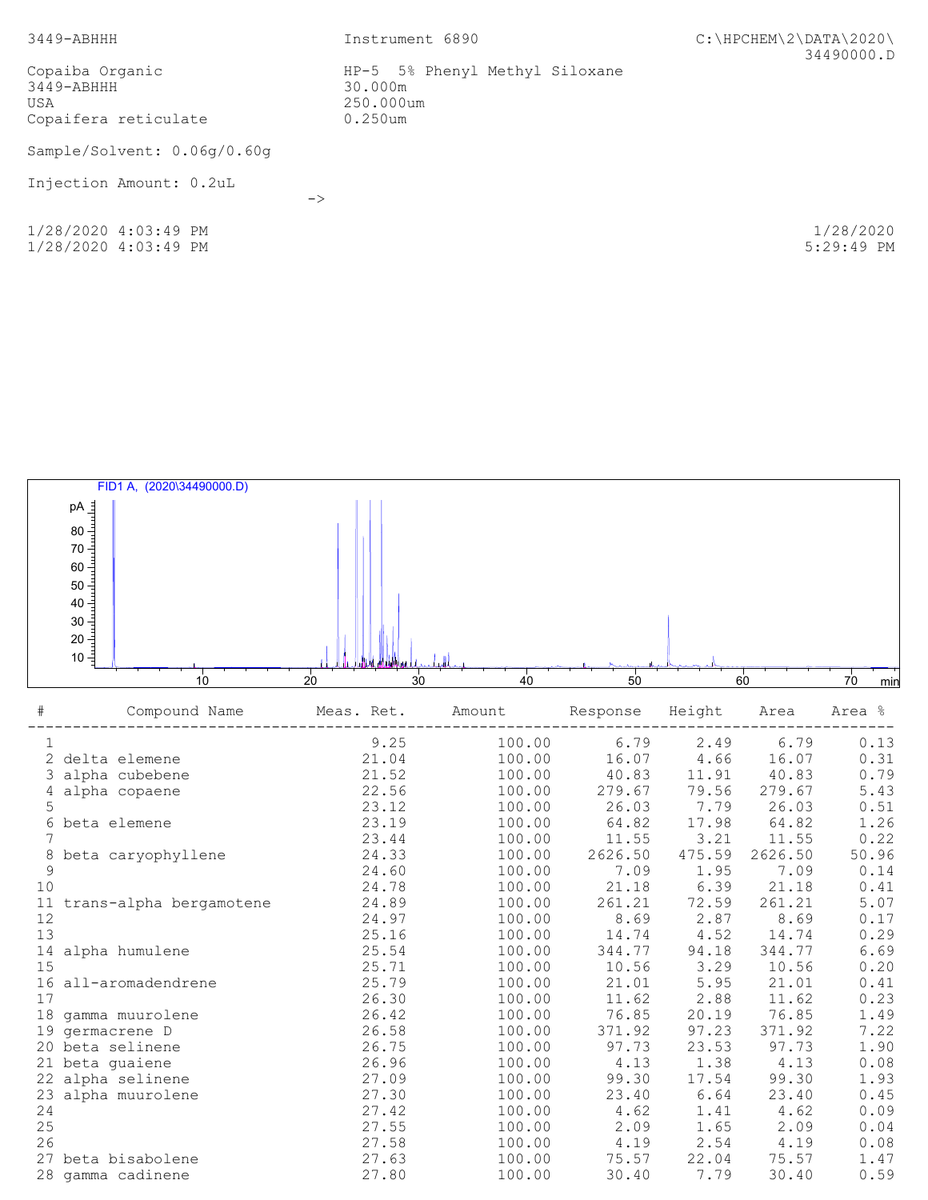3449-ABHHH | Instrument 6890 | C:\HPCHEM\2\DATA\2020\34490000.D

Copaiba Organic
3449-ABHHH
USA
Copaifera reticulate

HP-5 5% Phenyl Methyl Siloxane
30.000m
250.000um
0.250um

Sample/Solvent: 0.06g/0.60g

Injection Amount: 0.2uL

->

1/28/2020 4:03:49 PM
1/28/2020 4:03:49 PM

1/28/2020
5:29:49 PM

FID1 A, (2020\34490000.D)

| # | Compound Name | Meas. Ret. | Amount | Response | Height | Area | Area % |
|---|---|---|---|---|---|---|---|
| 1 | | 9.25 | 100.00 | 6.79 | 2.49 | 6.79 | 0.13 |
| 2 | delta elemene | 21.04 | 100.00 | 16.07 | 4.66 | 16.07 | 0.31 |
| 3 | alpha cubebene | 21.52 | 100.00 | 40.83 | 11.91 | 40.83 | 0.79 |
| 4 | alpha copaene | 22.56 | 100.00 | 279.67 | 79.56 | 279.67 | 5.43 |
| 5 | | 23.12 | 100.00 | 26.03 | 7.79 | 26.03 | 0.51 |
| 6 | beta elemene | 23.19 | 100.00 | 64.82 | 17.98 | 64.82 | 1.26 |
| 7 | | 23.44 | 100.00 | 11.55 | 3.21 | 11.55 | 0.22 |
| 8 | beta caryophyllene | 24.33 | 100.00 | 2626.50 | 475.59 | 2626.50 | 50.96 |
| 9 | | 24.60 | 100.00 | 7.09 | 1.95 | 7.09 | 0.14 |
| 10 | | 24.78 | 100.00 | 21.18 | 6.39 | 21.18 | 0.41 |
| 11 | trans-alpha bergamotene | 24.89 | 100.00 | 261.21 | 72.59 | 261.21 | 5.07 |
| 12 | | 24.97 | 100.00 | 8.69 | 2.87 | 8.69 | 0.17 |
| 13 | | 25.16 | 100.00 | 14.74 | 4.52 | 14.74 | 0.29 |
| 14 | alpha humulene | 25.54 | 100.00 | 344.77 | 94.18 | 344.77 | 6.69 |
| 15 | | 25.71 | 100.00 | 10.56 | 3.29 | 10.56 | 0.20 |
| 16 | all-aromadendrene | 25.79 | 100.00 | 21.01 | 5.95 | 21.01 | 0.41 |
| 17 | | 26.30 | 100.00 | 11.62 | 2.88 | 11.62 | 0.23 |
| 18 | gamma muurolene | 26.42 | 100.00 | 76.85 | 20.19 | 76.85 | 1.49 |
| 19 | germacrene D | 26.58 | 100.00 | 371.92 | 97.23 | 371.92 | 7.22 |
| 20 | beta selinene | 26.75 | 100.00 | 97.73 | 23.53 | 97.73 | 1.90 |
| 21 | beta guaiene | 26.96 | 100.00 | 4.13 | 1.38 | 4.13 | 0.08 |
| 22 | alpha selinene | 27.09 | 100.00 | 99.30 | 17.54 | 99.30 | 1.93 |
| 23 | alpha muurolene | 27.30 | 100.00 | 23.40 | 6.64 | 23.40 | 0.45 |
| 24 | | 27.42 | 100.00 | 4.62 | 1.41 | 4.62 | 0.09 |
| 25 | | 27.55 | 100.00 | 2.09 | 1.65 | 2.09 | 0.04 |
| 26 | | 27.58 | 100.00 | 4.19 | 2.54 | 4.19 | 0.08 |
| 27 | beta bisabolene | 27.63 | 100.00 | 75.57 | 22.04 | 75.57 | 1.47 |
| 28 | gamma cadinene | 27.80 | 100.00 | 30.40 | 7.79 | 30.40 | 0.59 |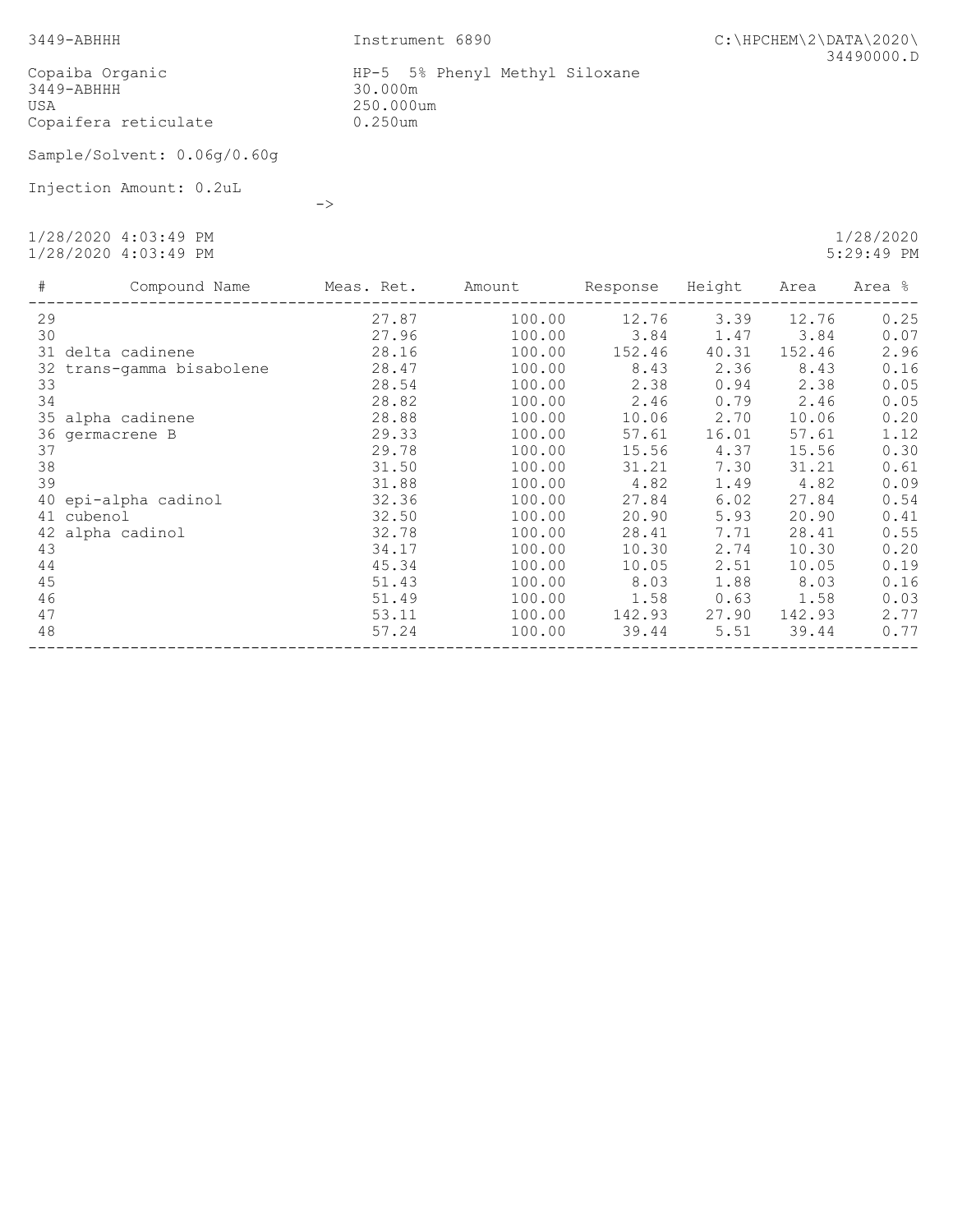3449-ABHHH

Instrument 6890

C:\HPCHEM\2\DATA\2020\34490000.D

Copaiba Organic
3449-ABHHH
USA
Copaifera reticulate

HP-5 5% Phenyl Methyl Siloxane
30.000m
250.000um
0.250um

Sample/Solvent: 0.06g/0.60g

Injection Amount: 0.2uL

->

1/28/2020 4:03:49 PM
1/28/2020 4:03:49 PM

1/28/2020
5:29:49 PM

| # | Compound Name | Meas. Ret. | Amount | Response | Height | Area | Area % |
|---|---|---|---|---|---|---|---|
| 29 | | 27.87 | 100.00 | 12.76 | 3.39 | 12.76 | 0.25 |
| 30 | | 27.96 | 100.00 | 3.84 | 1.47 | 3.84 | 0.07 |
| 31 | delta cadinene | 28.16 | 100.00 | 152.46 | 40.31 | 152.46 | 2.96 |
| 32 | trans-gamma bisabolene | 28.47 | 100.00 | 8.43 | 2.36 | 8.43 | 0.16 |
| 33 | | 28.54 | 100.00 | 2.38 | 0.94 | 2.38 | 0.05 |
| 34 | | 28.82 | 100.00 | 2.46 | 0.79 | 2.46 | 0.05 |
| 35 | alpha cadinene | 28.88 | 100.00 | 10.06 | 2.70 | 10.06 | 0.20 |
| 36 | germacrene B | 29.33 | 100.00 | 57.61 | 16.01 | 57.61 | 1.12 |
| 37 | | 29.78 | 100.00 | 15.56 | 4.37 | 15.56 | 0.30 |
| 38 | | 31.50 | 100.00 | 31.21 | 7.30 | 31.21 | 0.61 |
| 39 | | 31.88 | 100.00 | 4.82 | 1.49 | 4.82 | 0.09 |
| 40 | epi-alpha cadinol | 32.36 | 100.00 | 27.84 | 6.02 | 27.84 | 0.54 |
| 41 | cubenol | 32.50 | 100.00 | 20.90 | 5.93 | 20.90 | 0.41 |
| 42 | alpha cadinol | 32.78 | 100.00 | 28.41 | 7.71 | 28.41 | 0.55 |
| 43 | | 34.17 | 100.00 | 10.30 | 2.74 | 10.30 | 0.20 |
| 44 | | 45.34 | 100.00 | 10.05 | 2.51 | 10.05 | 0.19 |
| 45 | | 51.43 | 100.00 | 8.03 | 1.88 | 8.03 | 0.16 |
| 46 | | 51.49 | 100.00 | 1.58 | 0.63 | 1.58 | 0.03 |
| 47 | | 53.11 | 100.00 | 142.93 | 27.90 | 142.93 | 2.77 |
| 48 | | 57.24 | 100.00 | 39.44 | 5.51 | 39.44 | 0.77 |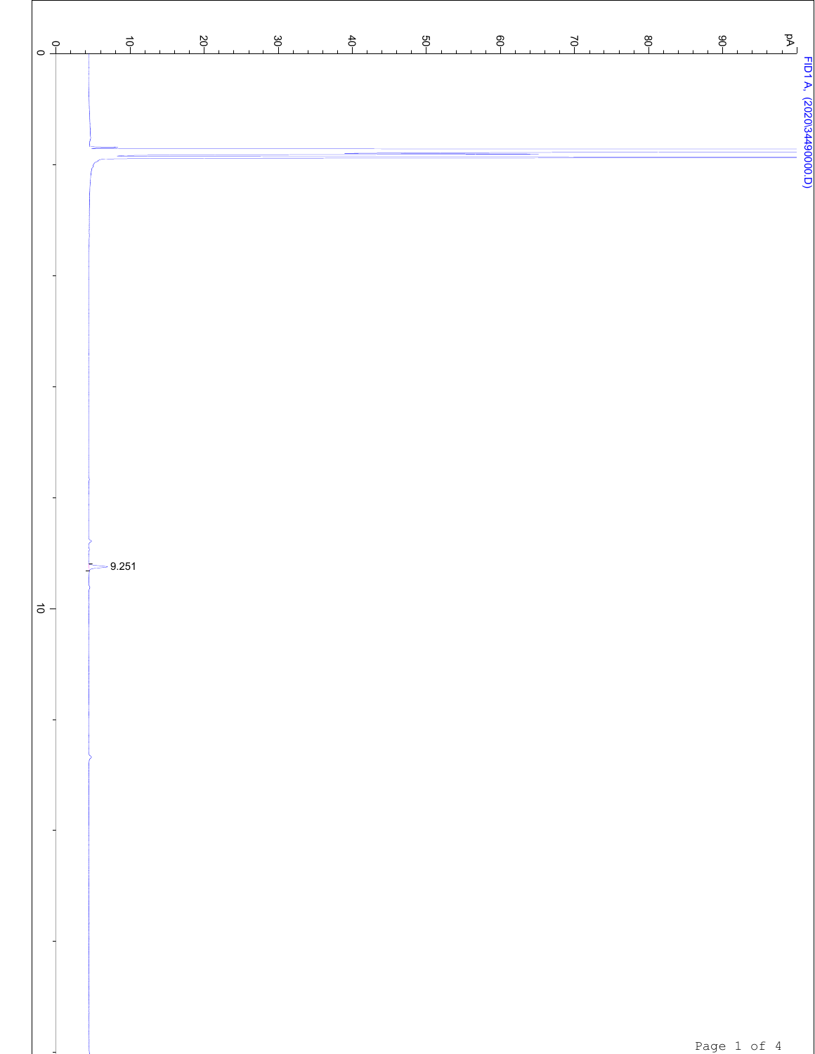FID1 A, (2020\3449000.D)

pA

0 10 20 30 40 50 60 70 80 90

0

9.251

10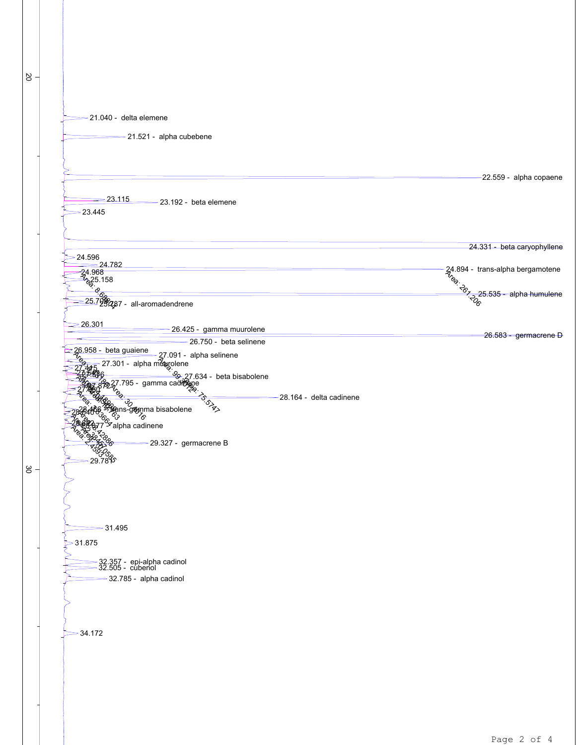20

21.040 - delta elemene

21.521 - alpha cubebene

22.559 - alpha copaene

23.115

23.192 - beta elemene

23.445

24.331 - beta caryophyllene

24.596

24.782

24.894 - trans-alpha bergamotene

24.968

25.158

25.535 - alpha humulene

25.706

25.787 - allo-aromadendrene

26.301

26.425 - gamma muurolene

26.583 - germacrene D

26.750 - beta selinene

26.958 - beta guaiene

27.091 - alpha selinene

27.301 - alpha muurolene

27.634 - beta bisabolene

27.795 - gamma cadinene

28.164 - delta cadinene

28.466 - trans-gamma bisabolene

28.877 - alpha cadinene

29.327 - germacrene B

29.781

30

31.495

31.875

32.357 - epi-alpha cadinol

32.505 - cubenol

32.785 - alpha cadinol

34.172

Area: 8.68874

Area: 261.206

Area: 99.3092

Area: 75.5747

Area: 30.616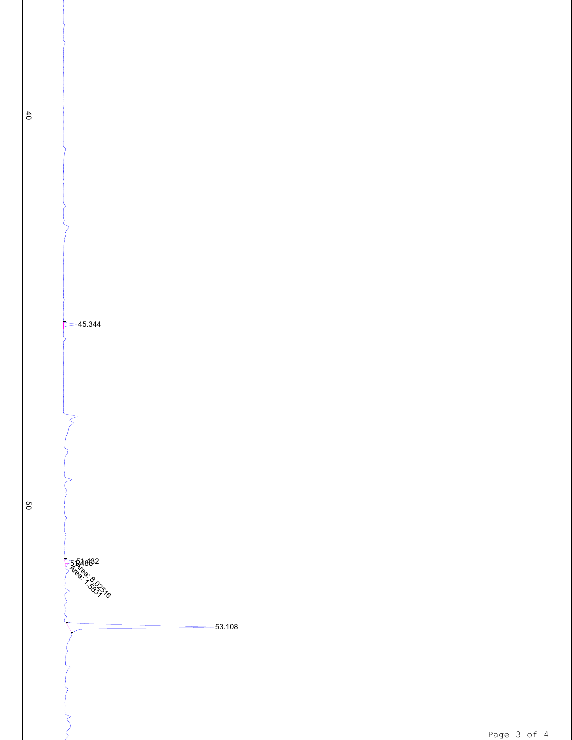40

45.344

50

51.432
51.486
Area: 8.02516
Area: 1.5831

53.108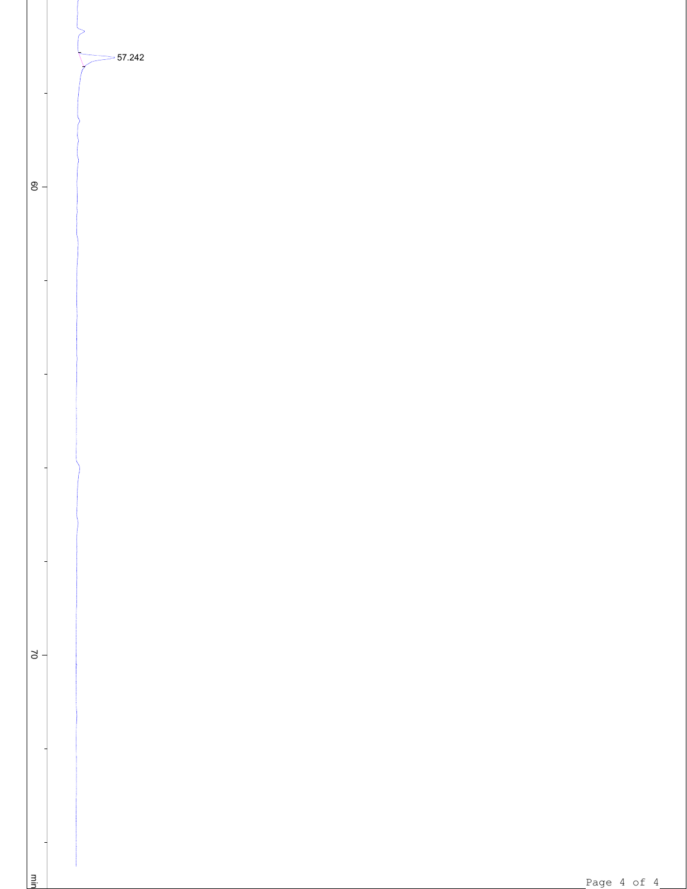57.242

60

70

min